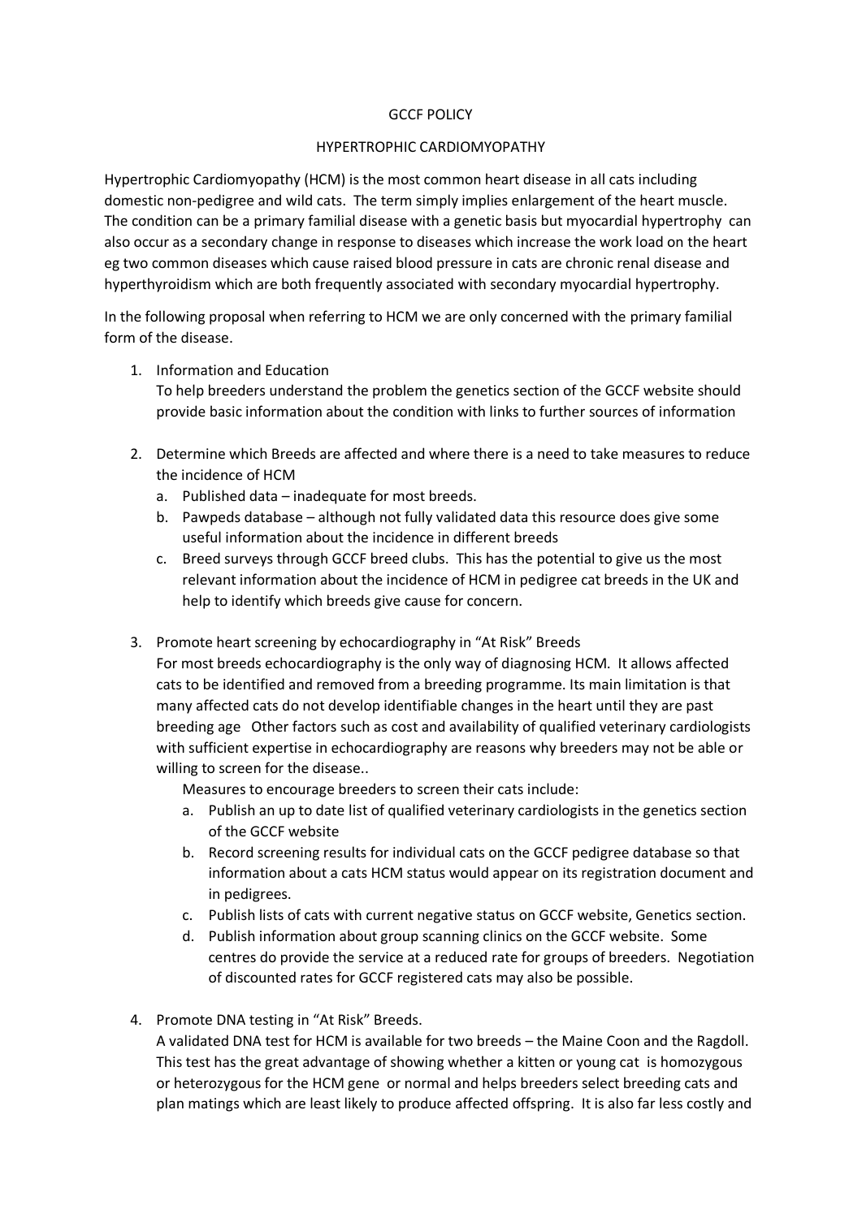# GCCF POLICY

## HYPERTROPHIC CARDIOMYOPATHY

Hypertrophic Cardiomyopathy (HCM) is the most common heart disease in all cats including domestic non-pedigree and wild cats. The term simply implies enlargement of the heart muscle. The condition can be a primary familial disease with a genetic basis but myocardial hypertrophy can also occur as a secondary change in response to diseases which increase the work load on the heart eg two common diseases which cause raised blood pressure in cats are chronic renal disease and hyperthyroidism which are both frequently associated with secondary myocardial hypertrophy.

In the following proposal when referring to HCM we are only concerned with the primary familial form of the disease.

1. Information and Education
   To help breeders understand the problem the genetics section of the GCCF website should provide basic information about the condition with links to further sources of information

2. Determine which Breeds are affected and where there is a need to take measures to reduce the incidence of HCM
   a. Published data – inadequate for most breeds.
   b. Pawpeds database – although not fully validated data this resource does give some useful information about the incidence in different breeds
   c. Breed surveys through GCCF breed clubs. This has the potential to give us the most relevant information about the incidence of HCM in pedigree cat breeds in the UK and help to identify which breeds give cause for concern.

3. Promote heart screening by echocardiography in "At Risk" Breeds
   For most breeds echocardiography is the only way of diagnosing HCM. It allows affected cats to be identified and removed from a breeding programme. Its main limitation is that many affected cats do not develop identifiable changes in the heart until they are past breeding age Other factors such as cost and availability of qualified veterinary cardiologists with sufficient expertise in echocardiography are reasons why breeders may not be able or willing to screen for the disease..

   Measures to encourage breeders to screen their cats include:
   a. Publish an up to date list of qualified veterinary cardiologists in the genetics section of the GCCF website
   b. Record screening results for individual cats on the GCCF pedigree database so that information about a cats HCM status would appear on its registration document and in pedigrees.
   c. Publish lists of cats with current negative status on GCCF website, Genetics section.
   d. Publish information about group scanning clinics on the GCCF website. Some centres do provide the service at a reduced rate for groups of breeders. Negotiation of discounted rates for GCCF registered cats may also be possible.

4. Promote DNA testing in "At Risk" Breeds.
   A validated DNA test for HCM is available for two breeds – the Maine Coon and the Ragdoll. This test has the great advantage of showing whether a kitten or young cat is homozygous or heterozygous for the HCM gene or normal and helps breeders select breeding cats and plan matings which are least likely to produce affected offspring. It is also far less costly and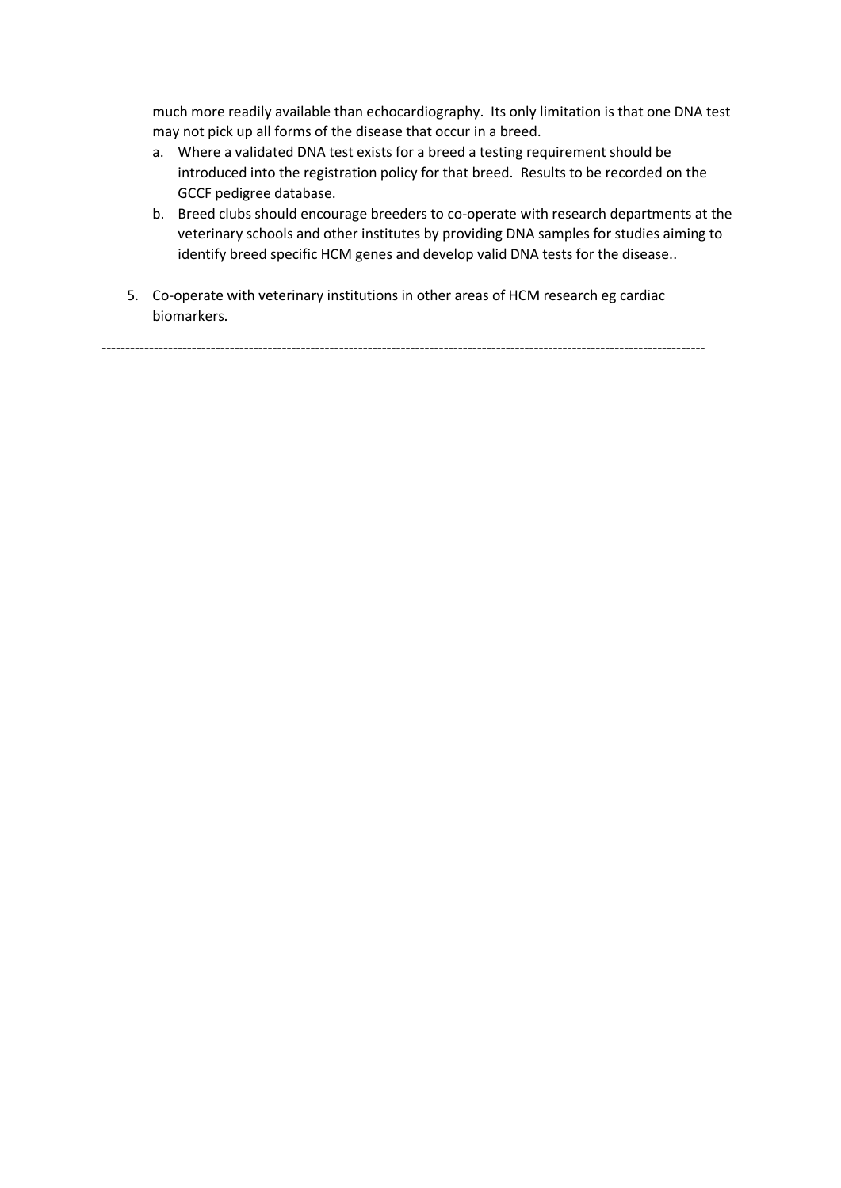much more readily available than echocardiography. Its only limitation is that one DNA test may not pick up all forms of the disease that occur in a breed.

a. Where a validated DNA test exists for a breed a testing requirement should be introduced into the registration policy for that breed. Results to be recorded on the GCCF pedigree database.
b. Breed clubs should encourage breeders to co-operate with research departments at the veterinary schools and other institutes by providing DNA samples for studies aiming to identify breed specific HCM genes and develop valid DNA tests for the disease..

5. Co-operate with veterinary institutions in other areas of HCM research eg cardiac biomarkers.

---